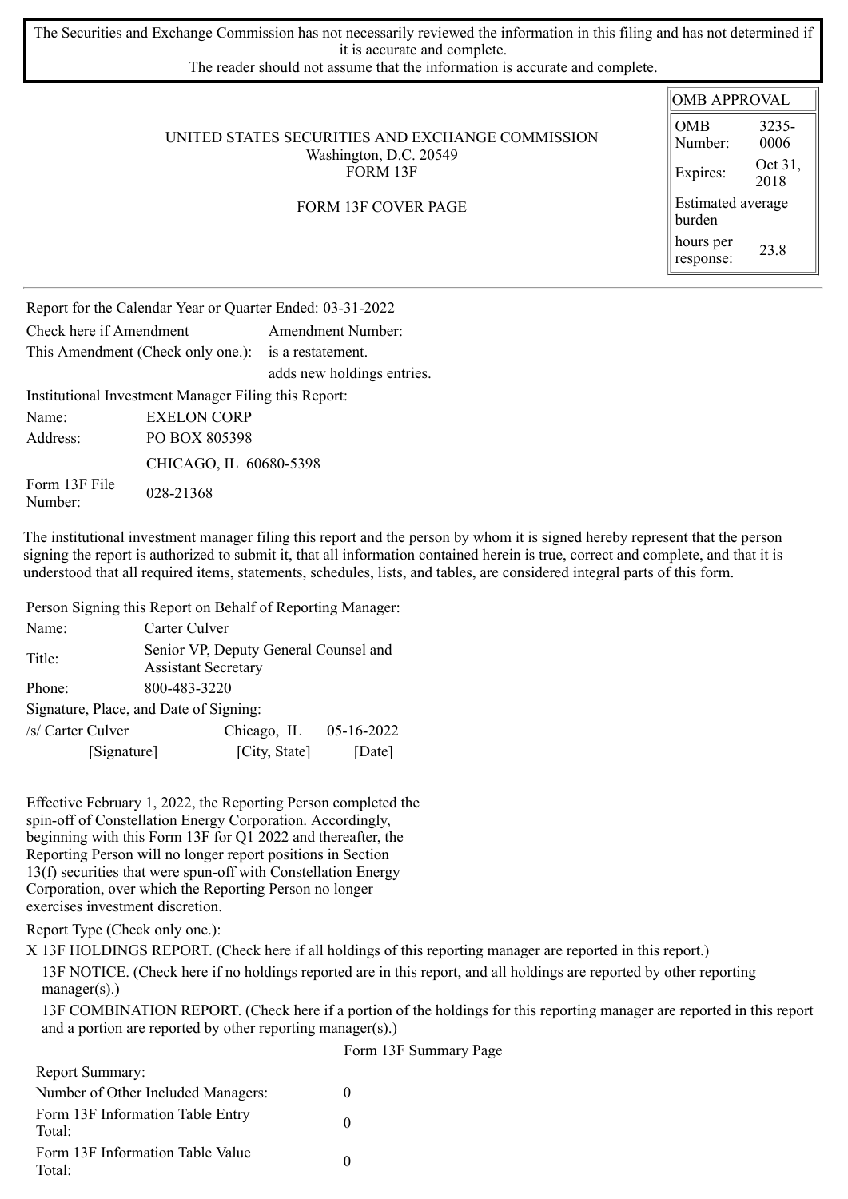The Securities and Exchange Commission has not necessarily reviewed the information in this filing and has not determined if it is accurate and complete.
The reader should not assume that the information is accurate and complete.

| OMB APPROVAL | |
|---|---|
| OMB Number: | 3235-0006 |
| Expires: | Oct 31, 2018 |
| Estimated average burden | |
| hours per response: | 23.8 |

UNITED STATES SECURITIES AND EXCHANGE COMMISSION
Washington, D.C. 20549
FORM 13F

FORM 13F COVER PAGE

Report for the Calendar Year or Quarter Ended: 03-31-2022

| | |
|---|---|
| Check here if Amendment | Amendment Number: |
| This Amendment (Check only one.): | is a restatement. |
| | adds new holdings entries. |

Institutional Investment Manager Filing this Report:

| | |
|---|---|
| Name: | EXELON CORP |
| Address: | PO BOX 805398 |
| | CHICAGO, IL 60680-5398 |
| Form 13F File Number: | 028-21368 |

The institutional investment manager filing this report and the person by whom it is signed hereby represent that the person signing the report is authorized to submit it, that all information contained herein is true, correct and complete, and that it is understood that all required items, statements, schedules, lists, and tables, are considered integral parts of this form.

Person Signing this Report on Behalf of Reporting Manager:

| | |
|---|---|
| Name: | Carter Culver |
| Title: | Senior VP, Deputy General Counsel and Assistant Secretary |
| Phone: | 800-483-3220 |

Signature, Place, and Date of Signing:

| | | |
|---|---|---|
| /s/ Carter Culver | Chicago, IL | 05-16-2022 |
| [Signature] | [City, State] | [Date] |

Effective February 1, 2022, the Reporting Person completed the spin-off of Constellation Energy Corporation. Accordingly, beginning with this Form 13F for Q1 2022 and thereafter, the Reporting Person will no longer report positions in Section 13(f) securities that were spun-off with Constellation Energy Corporation, over which the Reporting Person no longer exercises investment discretion.

Report Type (Check only one.):

X 13F HOLDINGS REPORT. (Check here if all holdings of this reporting manager are reported in this report.)

13F NOTICE. (Check here if no holdings reported are in this report, and all holdings are reported by other reporting manager(s).)

13F COMBINATION REPORT. (Check here if a portion of the holdings for this reporting manager are reported in this report and a portion are reported by other reporting manager(s).)

Form 13F Summary Page

| Report Summary: | |
|---|---|
| Number of Other Included Managers: | 0 |
| Form 13F Information Table Entry Total: | 0 |
| Form 13F Information Table Value Total: | 0 |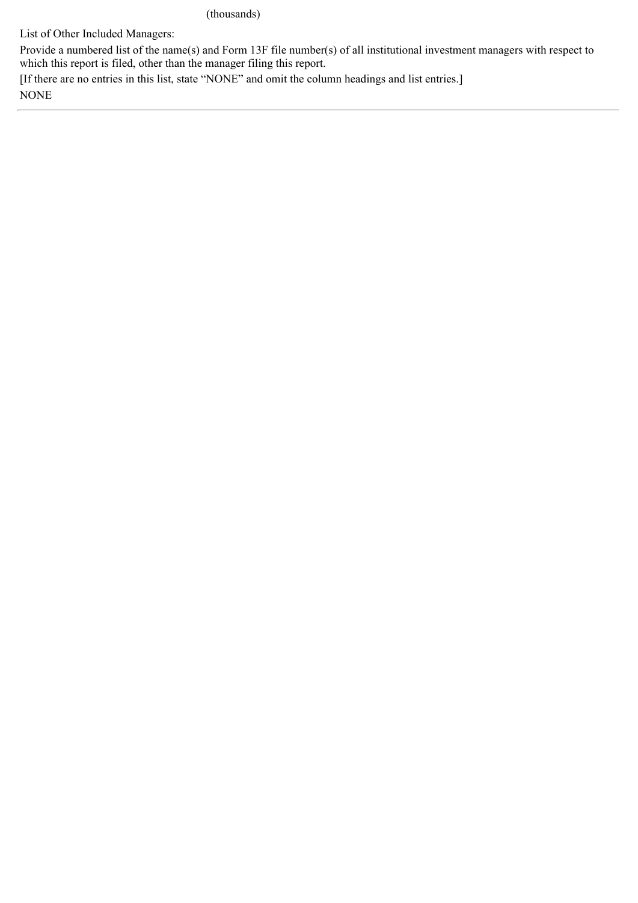(thousands)

List of Other Included Managers:

Provide a numbered list of the name(s) and Form 13F file number(s) of all institutional investment managers with respect to which this report is filed, other than the manager filing this report.

[If there are no entries in this list, state "NONE" and omit the column headings and list entries.]

NONE

---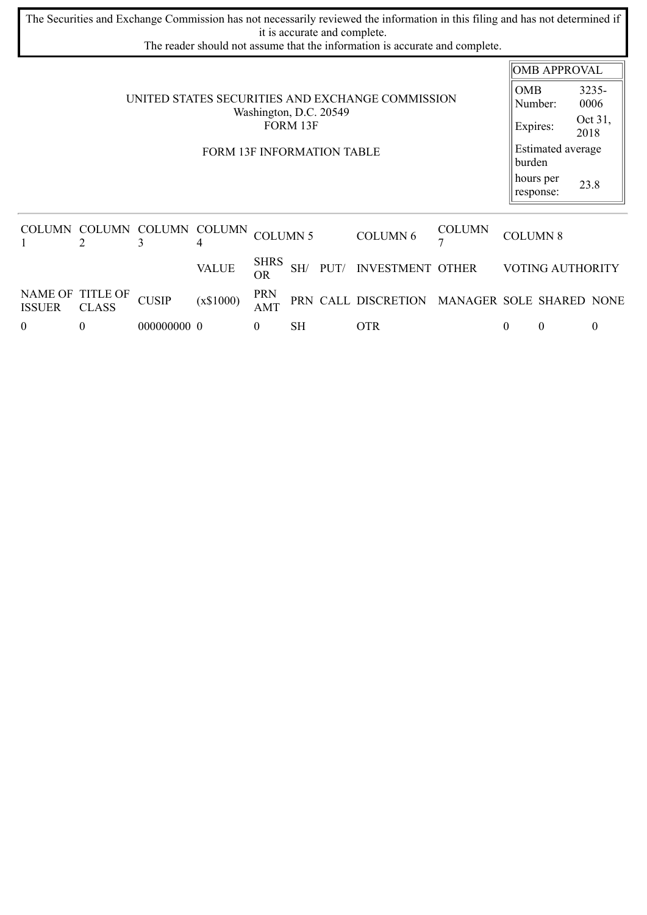The Securities and Exchange Commission has not necessarily reviewed the information in this filing and has not determined if it is accurate and complete.
The reader should not assume that the information is accurate and complete.

| OMB APPROVAL | |
|---|---|
| OMB Number: | 3235-0006 |
| Expires: | Oct 31, 2018 |
| Estimated average burden | |
| hours per response: | 23.8 |

UNITED STATES SECURITIES AND EXCHANGE COMMISSION
Washington, D.C. 20549
FORM 13F

FORM 13F INFORMATION TABLE

| COLUMN 1 | COLUMN 2 | COLUMN 3 | COLUMN 4 | COLUMN 5 | | | COLUMN 6 | COLUMN 7 | COLUMN 8 | | |
|---|---|---|---|---|---|---|---|---|---|---|---|
| | | | VALUE | SHRS OR | SH/ | PUT/ | INVESTMENT | OTHER | VOTING AUTHORITY | | |
| NAME OF ISSUER | TITLE OF CLASS | CUSIP | (x$1000) | PRN AMT | PRN | CALL | DISCRETION | MANAGER | SOLE | SHARED | NONE |
| 0 | 0 | 000000000 | 0 | 0 | SH | | OTR | | 0 | 0 | 0 |